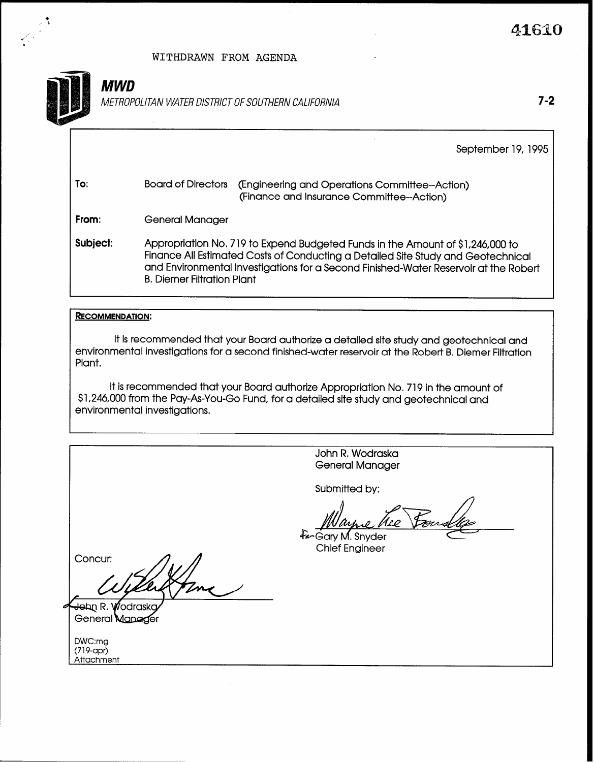41610

WITHDRAWN FROM AGENDA

**MWD**

*METROPOLITAN WATER DISTRICT OF SOUTHERN CALIFORNIA*

7-2

September 19, 1995

**To:** Board of Directors (Engineering and Operations Committee--Action) (Finance and Insurance Committee--Action)

**From:** General Manager

**Subject:** Appropriation No. 719 to Expend Budgeted Funds in the Amount of $1,246,000 to Finance All Estimated Costs of Conducting a Detailed Site Study and Geotechnical and Environmental Investigations for a Second Finished-Water Reservoir at the Robert B. Diemer Filtration Plant

**RECOMMENDATION:**

It is recommended that your Board authorize a detailed site study and geotechnical and environmental investigations for a second finished-water reservoir at the Robert B. Diemer Filtration Plant.

It is recommended that your Board authorize Appropriation No. 719 in the amount of $1,246,000 from the Pay-As-You-Go Fund, for a detailed site study and geotechnical and environmental investigations.

John R. Wodraska
General Manager

Submitted by:

Wayne Lee Bourdley
For Gary M. Snyder
Chief Engineer

Concur:

John R. Wodraska
General Manager

DWC:mg
(719-apr)
Attachment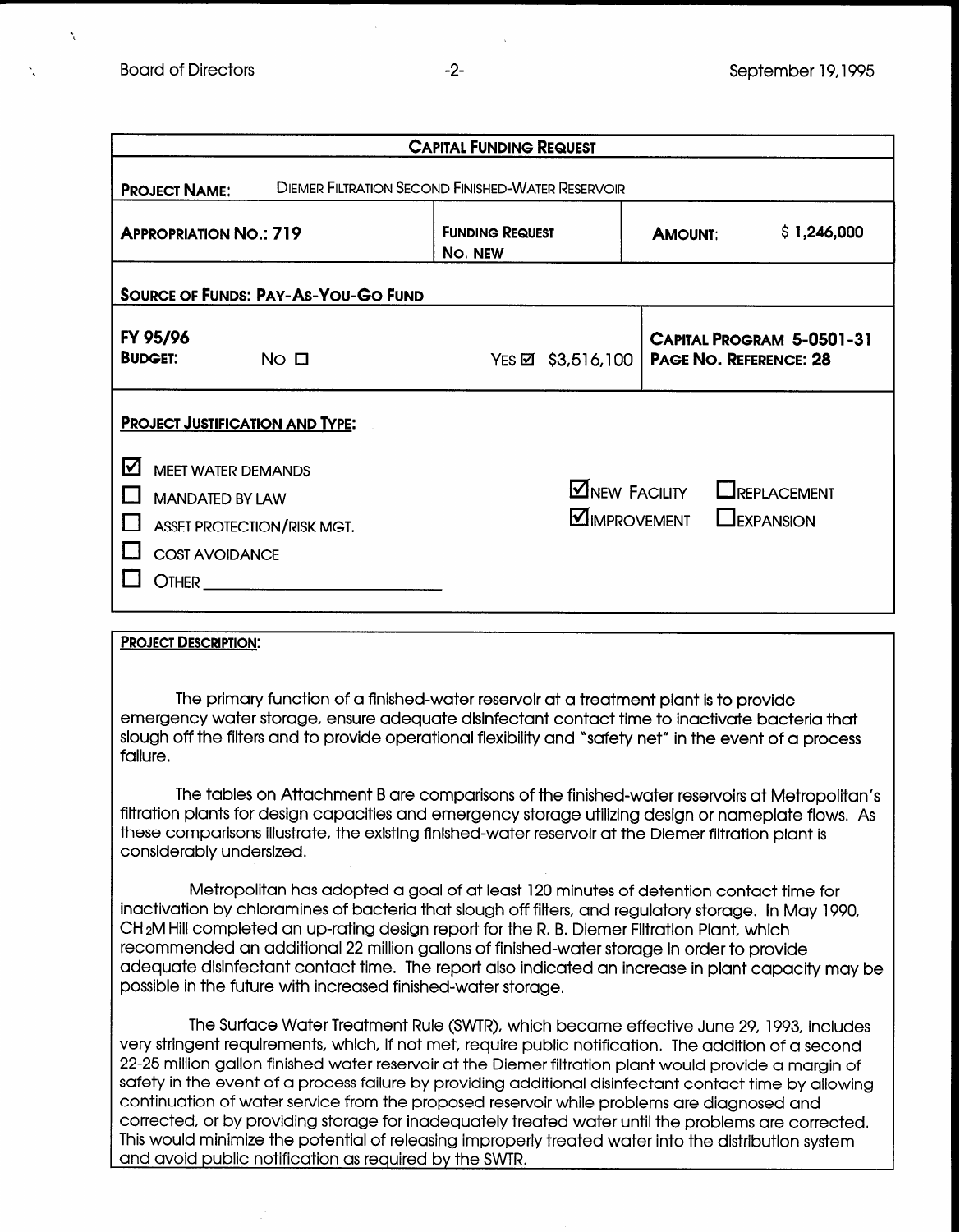## CAPITAL FUNDING REQUEST

**PROJECT NAME:** DIEMER FILTRATION SECOND FINISHED-WATER RESERVOIR

| | | |
|---|---|---|
| **APPROPRIATION NO.: 719** | **FUNDING REQUEST NO. NEW** | **AMOUNT:** $ 1,246,000 |

**SOURCE OF FUNDS: PAY-AS-YOU-GO FUND**

| | | |
|---|---|---|
| **FY 95/96 BUDGET:** NO ☐ | YES ☑ $3,516,100 | **CAPITAL PROGRAM 5-0501-31** **PAGE NO. REFERENCE: 28** |

**PROJECT JUSTIFICATION AND TYPE:**

- ☑ MEET WATER DEMANDS
- ☐ MANDATED BY LAW
- ☐ ASSET PROTECTION/RISK MGT.
- ☐ COST AVOIDANCE
- ☐ OTHER ______________________

☑ NEW FACILITY ☐ REPLACEMENT
☑ IMPROVEMENT ☐ EXPANSION

**PROJECT DESCRIPTION:**

The primary function of a finished-water reservoir at a treatment plant is to provide emergency water storage, ensure adequate disinfectant contact time to inactivate bacteria that slough off the filters and to provide operational flexibility and "safety net" in the event of a process failure.

The tables on Attachment B are comparisons of the finished-water reservoirs at Metropolitan's filtration plants for design capacities and emergency storage utilizing design or nameplate flows. As these comparisons illustrate, the existing finished-water reservoir at the Diemer filtration plant is considerably undersized.

Metropolitan has adopted a goal of at least 120 minutes of detention contact time for inactivation by chloramines of bacteria that slough off filters, and regulatory storage. In May 1990, $CH_2M$ Hill completed an up-rating design report for the R. B. Diemer Filtration Plant, which recommended an additional 22 million gallons of finished-water storage in order to provide adequate disinfectant contact time. The report also indicated an increase in plant capacity may be possible in the future with increased finished-water storage.

The Surface Water Treatment Rule (SWTR), which became effective June 29, 1993, includes very stringent requirements, which, if not met, require public notification. The addition of a second 22-25 million gallon finished water reservoir at the Diemer filtration plant would provide a margin of safety in the event of a process failure by providing additional disinfectant contact time by allowing continuation of water service from the proposed reservoir while problems are diagnosed and corrected, or by providing storage for inadequately treated water until the problems are corrected. This would minimize the potential of releasing improperly treated water into the distribution system and avoid public notification as required by the SWTR.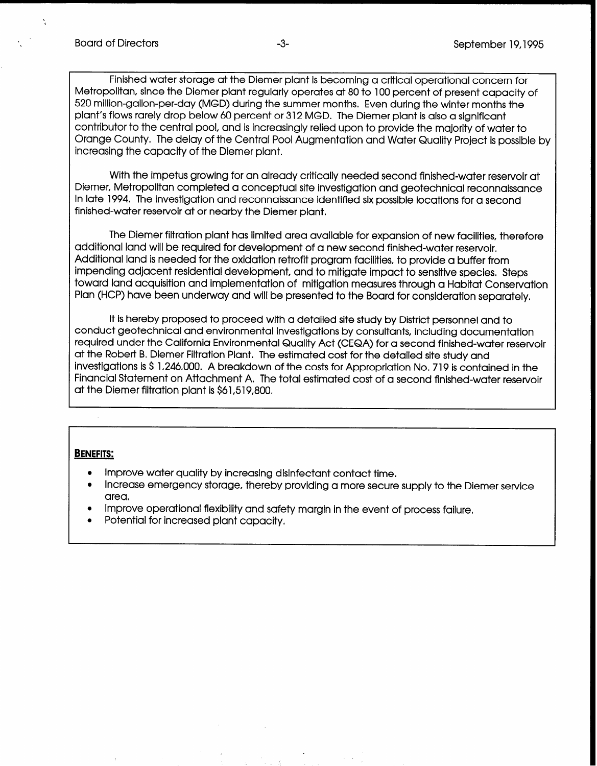Finished water storage at the Diemer plant is becoming a critical operational concern for Metropolitan, since the Diemer plant regularly operates at 80 to 100 percent of present capacity of 520 million-gallon-per-day (MGD) during the summer months. Even during the winter months the plant's flows rarely drop below 60 percent or 312 MGD. The Diemer plant is also a significant contributor to the central pool, and is increasingly relied upon to provide the majority of water to Orange County. The delay of the Central Pool Augmentation and Water Quality Project is possible by increasing the capacity of the Diemer plant.

With the impetus growing for an already critically needed second finished-water reservoir at Diemer, Metropolitan completed a conceptual site investigation and geotechnical reconnaissance in late 1994. The investigation and reconnaissance identified six possible locations for a second finished-water reservoir at or nearby the Diemer plant.

The Diemer filtration plant has limited area available for expansion of new facilities, therefore additional land will be required for development of a new second finished-water reservoir. Additional land is needed for the oxidation retrofit program facilities, to provide a buffer from impending adjacent residential development, and to mitigate impact to sensitive species. Steps toward land acquisition and implementation of mitigation measures through a Habitat Conservation Plan (HCP) have been underway and will be presented to the Board for consideration separately.

It is hereby proposed to proceed with a detailed site study by District personnel and to conduct geotechnical and environmental investigations by consultants, including documentation required under the California Environmental Quality Act (CEQA) for a second finished-water reservoir at the Robert B. Diemer Filtration Plant. The estimated cost for the detailed site study and investigations is $ 1,246,000. A breakdown of the costs for Appropriation No. 719 is contained in the Financial Statement on Attachment A. The total estimated cost of a second finished-water reservoir at the Diemer filtration plant is $61,519,800.

**BENEFITS:**

- Improve water quality by increasing disinfectant contact time.
- Increase emergency storage, thereby providing a more secure supply to the Diemer service area.
- Improve operational flexibility and safety margin in the event of process failure.
- Potential for increased plant capacity.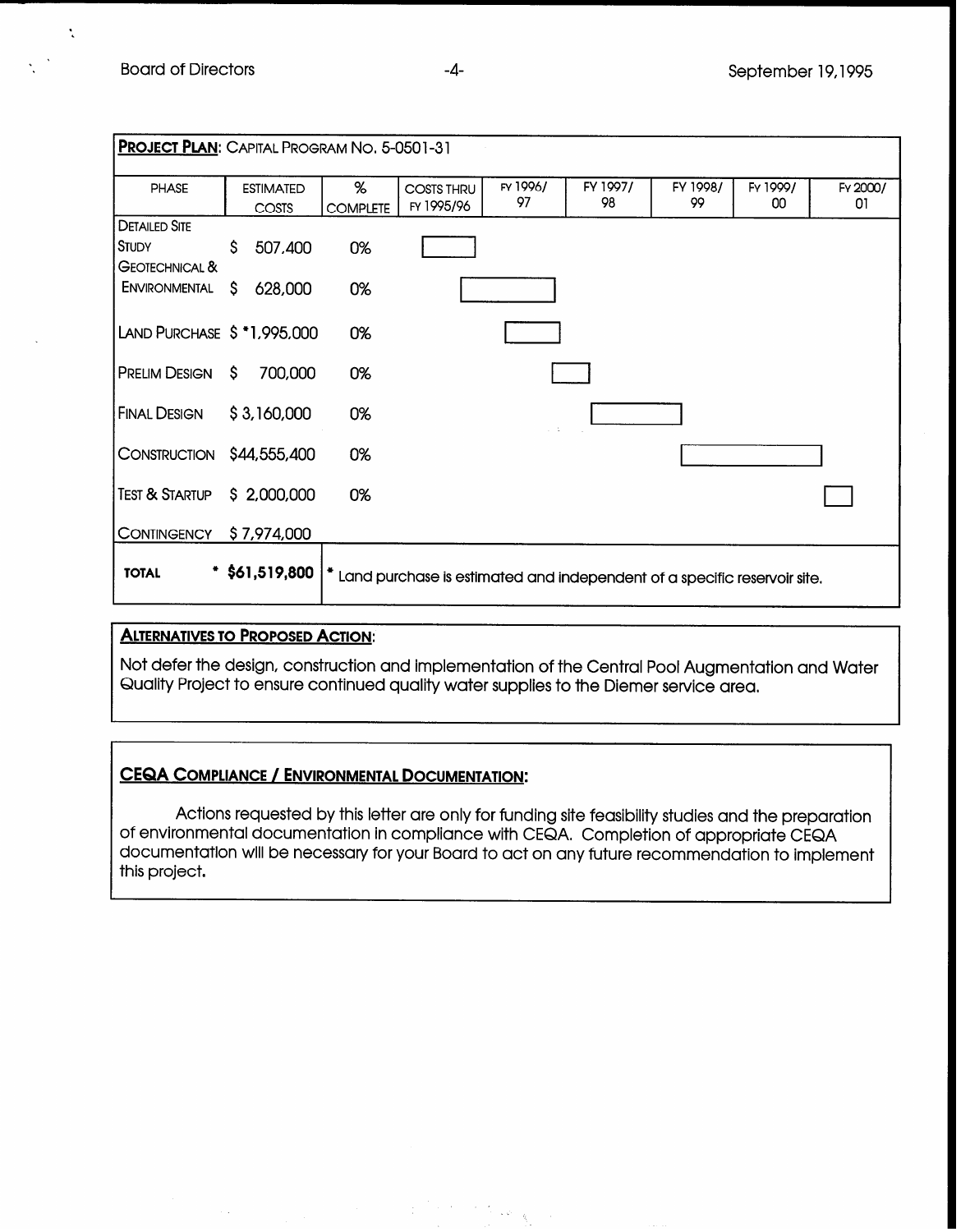**PROJECT PLAN**: CAPITAL PROGRAM NO. 5-0501-31

| PHASE | ESTIMATED COSTS | % COMPLETE | COSTS THRU FY 1995/96 | FY 1996/ 97 | FY 1997/ 98 | FY 1998/ 99 | FY 1999/ 00 | FY 2000/ 01 |
|---|---|---|---|---|---|---|---|---|
| DETAILED SITE STUDY | $ 507,400 | 0% | ▭ | | | | | |
| GEOTECHNICAL & ENVIRONMENTAL | $ 628,000 | 0% | ▭ | ▭ | | | | |
| LAND PURCHASE | $ *1,995,000 | 0% | | ▭ | | | | |
| PRELIM DESIGN | $ 700,000 | 0% | | ▭ | ▭ | | | |
| FINAL DESIGN | $ 3,160,000 | 0% | | | ▭ | ▭ | | |
| CONSTRUCTION | $44,555,400 | 0% | | | | ▭ | ▭ | |
| TEST & STARTUP | $ 2,000,000 | 0% | | | | | | ▭ |
| CONTINGENCY | $ 7,974,000 | | | | | | | |
| **TOTAL** | * **$61,519,800** | * Land purchase is estimated and independent of a specific reservoir site. | | | | | | |

**ALTERNATIVES TO PROPOSED ACTION**:

Not defer the design, construction and implementation of the Central Pool Augmentation and Water Quality Project to ensure continued quality water supplies to the Diemer service area.

**CEQA COMPLIANCE / ENVIRONMENTAL DOCUMENTATION:**

Actions requested by this letter are only for funding site feasibility studies and the preparation of environmental documentation in compliance with CEQA. Completion of appropriate CEQA documentation will be necessary for your Board to act on any future recommendation to implement this project.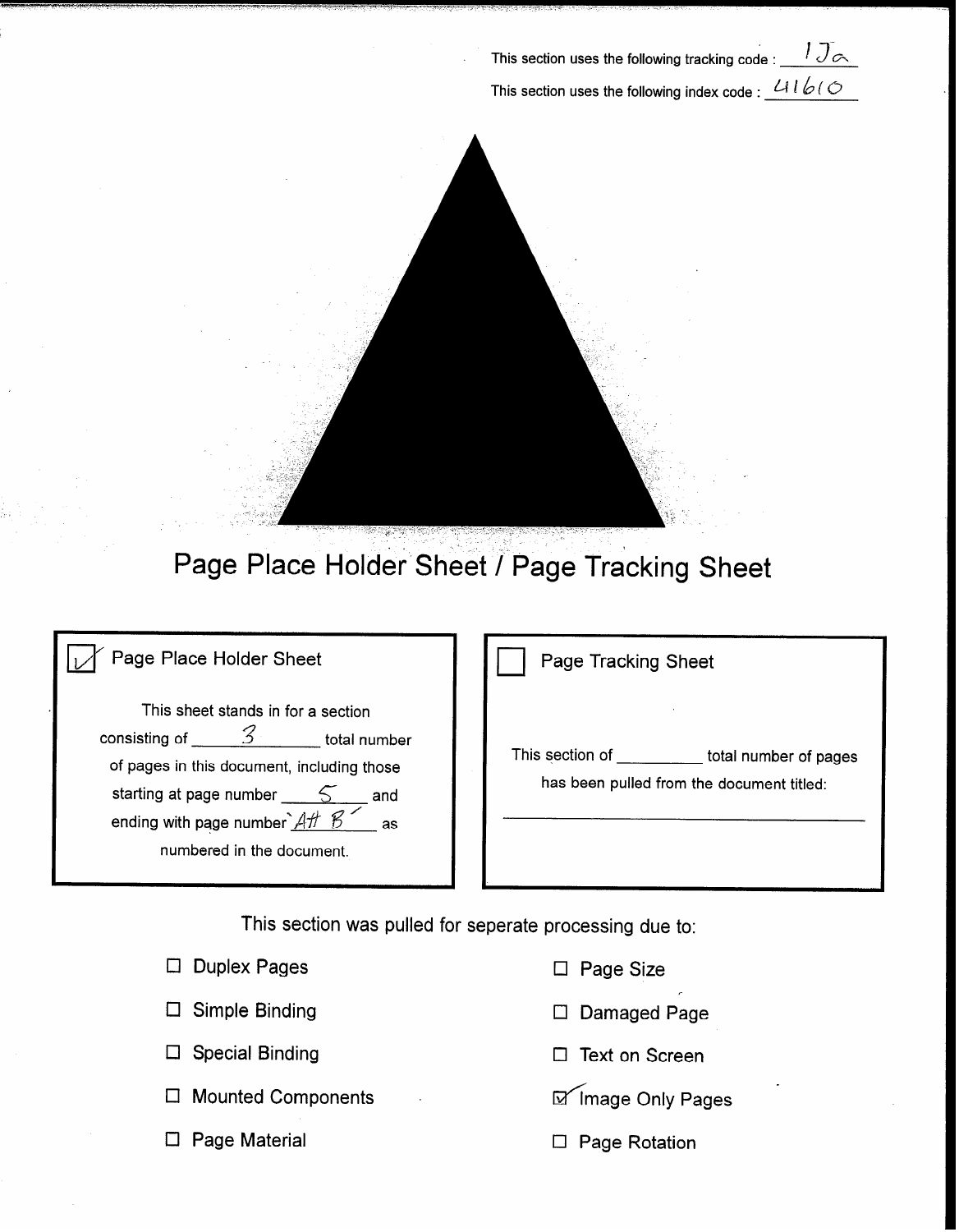This section uses the following tracking code : 1Ja

This section uses the following index code : 41610

# Page Place Holder Sheet / Page Tracking Sheet

☑ Page Place Holder Sheet

This sheet stands in for a section consisting of 3 total number of pages in this document, including those starting at page number 5 and ending with page number Att B as numbered in the document.

☐ Page Tracking Sheet

This section of ________ total number of pages has been pulled from the document titled:

________________________________________

This section was pulled for seperate processing due to:

- ☐ Duplex Pages
- ☐ Simple Binding
- ☐ Special Binding
- ☐ Mounted Components
- ☐ Page Material
- ☐ Page Size
- ☐ Damaged Page
- ☐ Text on Screen
- ☑ Image Only Pages
- ☐ Page Rotation